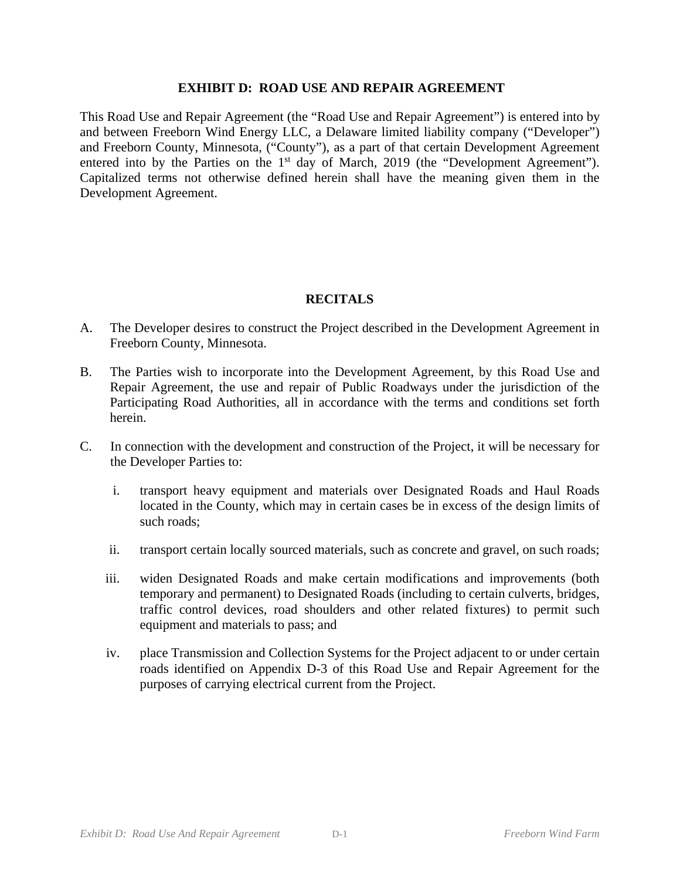# EXHIBIT D: ROAD USE AND REPAIR AGREEMENT

This Road Use and Repair Agreement (the "Road Use and Repair Agreement") is entered into by and between Freeborn Wind Energy LLC, a Delaware limited liability company ("Developer") and Freeborn County, Minnesota, ("County"), as a part of that certain Development Agreement entered into by the Parties on the 1st day of March, 2019 (the "Development Agreement"). Capitalized terms not otherwise defined herein shall have the meaning given them in the Development Agreement.

## RECITALS

A. The Developer desires to construct the Project described in the Development Agreement in Freeborn County, Minnesota.

B. The Parties wish to incorporate into the Development Agreement, by this Road Use and Repair Agreement, the use and repair of Public Roadways under the jurisdiction of the Participating Road Authorities, all in accordance with the terms and conditions set forth herein.

C. In connection with the development and construction of the Project, it will be necessary for the Developer Parties to:

   i. transport heavy equipment and materials over Designated Roads and Haul Roads located in the County, which may in certain cases be in excess of the design limits of such roads;

   ii. transport certain locally sourced materials, such as concrete and gravel, on such roads;

   iii. widen Designated Roads and make certain modifications and improvements (both temporary and permanent) to Designated Roads (including to certain culverts, bridges, traffic control devices, road shoulders and other related fixtures) to permit such equipment and materials to pass; and

   iv. place Transmission and Collection Systems for the Project adjacent to or under certain roads identified on Appendix D-3 of this Road Use and Repair Agreement for the purposes of carrying electrical current from the Project.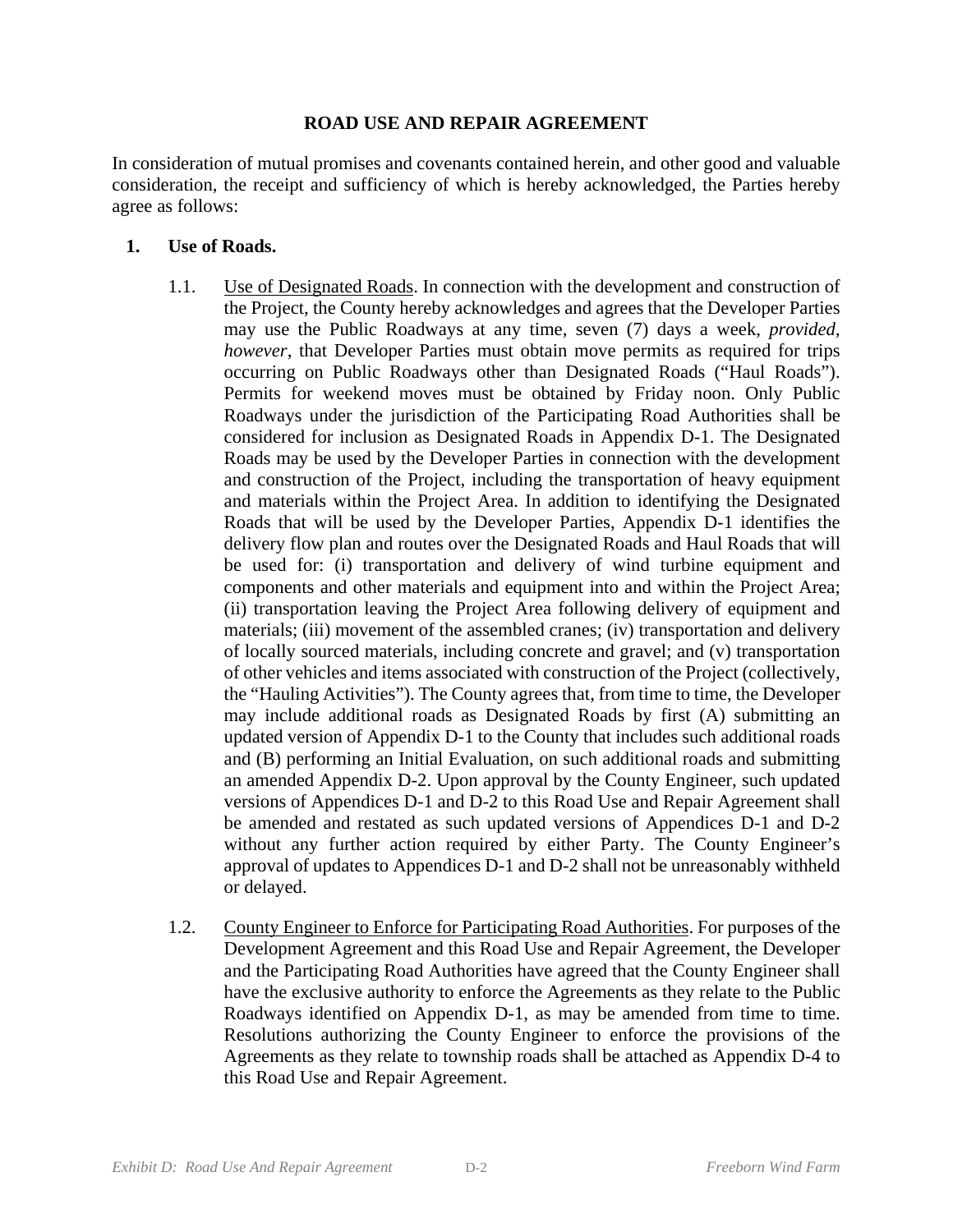**ROAD USE AND REPAIR AGREEMENT**

In consideration of mutual promises and covenants contained herein, and other good and valuable consideration, the receipt and sufficiency of which is hereby acknowledged, the Parties hereby agree as follows:

**1. Use of Roads.**

1.1. Use of Designated Roads. In connection with the development and construction of the Project, the County hereby acknowledges and agrees that the Developer Parties may use the Public Roadways at any time, seven (7) days a week, *provided, however*, that Developer Parties must obtain move permits as required for trips occurring on Public Roadways other than Designated Roads ("Haul Roads"). Permits for weekend moves must be obtained by Friday noon. Only Public Roadways under the jurisdiction of the Participating Road Authorities shall be considered for inclusion as Designated Roads in Appendix D-1. The Designated Roads may be used by the Developer Parties in connection with the development and construction of the Project, including the transportation of heavy equipment and materials within the Project Area. In addition to identifying the Designated Roads that will be used by the Developer Parties, Appendix D-1 identifies the delivery flow plan and routes over the Designated Roads and Haul Roads that will be used for: (i) transportation and delivery of wind turbine equipment and components and other materials and equipment into and within the Project Area; (ii) transportation leaving the Project Area following delivery of equipment and materials; (iii) movement of the assembled cranes; (iv) transportation and delivery of locally sourced materials, including concrete and gravel; and (v) transportation of other vehicles and items associated with construction of the Project (collectively, the "Hauling Activities"). The County agrees that, from time to time, the Developer may include additional roads as Designated Roads by first (A) submitting an updated version of Appendix D-1 to the County that includes such additional roads and (B) performing an Initial Evaluation, on such additional roads and submitting an amended Appendix D-2. Upon approval by the County Engineer, such updated versions of Appendices D-1 and D-2 to this Road Use and Repair Agreement shall be amended and restated as such updated versions of Appendices D-1 and D-2 without any further action required by either Party. The County Engineer's approval of updates to Appendices D-1 and D-2 shall not be unreasonably withheld or delayed.

1.2. County Engineer to Enforce for Participating Road Authorities. For purposes of the Development Agreement and this Road Use and Repair Agreement, the Developer and the Participating Road Authorities have agreed that the County Engineer shall have the exclusive authority to enforce the Agreements as they relate to the Public Roadways identified on Appendix D-1, as may be amended from time to time. Resolutions authorizing the County Engineer to enforce the provisions of the Agreements as they relate to township roads shall be attached as Appendix D-4 to this Road Use and Repair Agreement.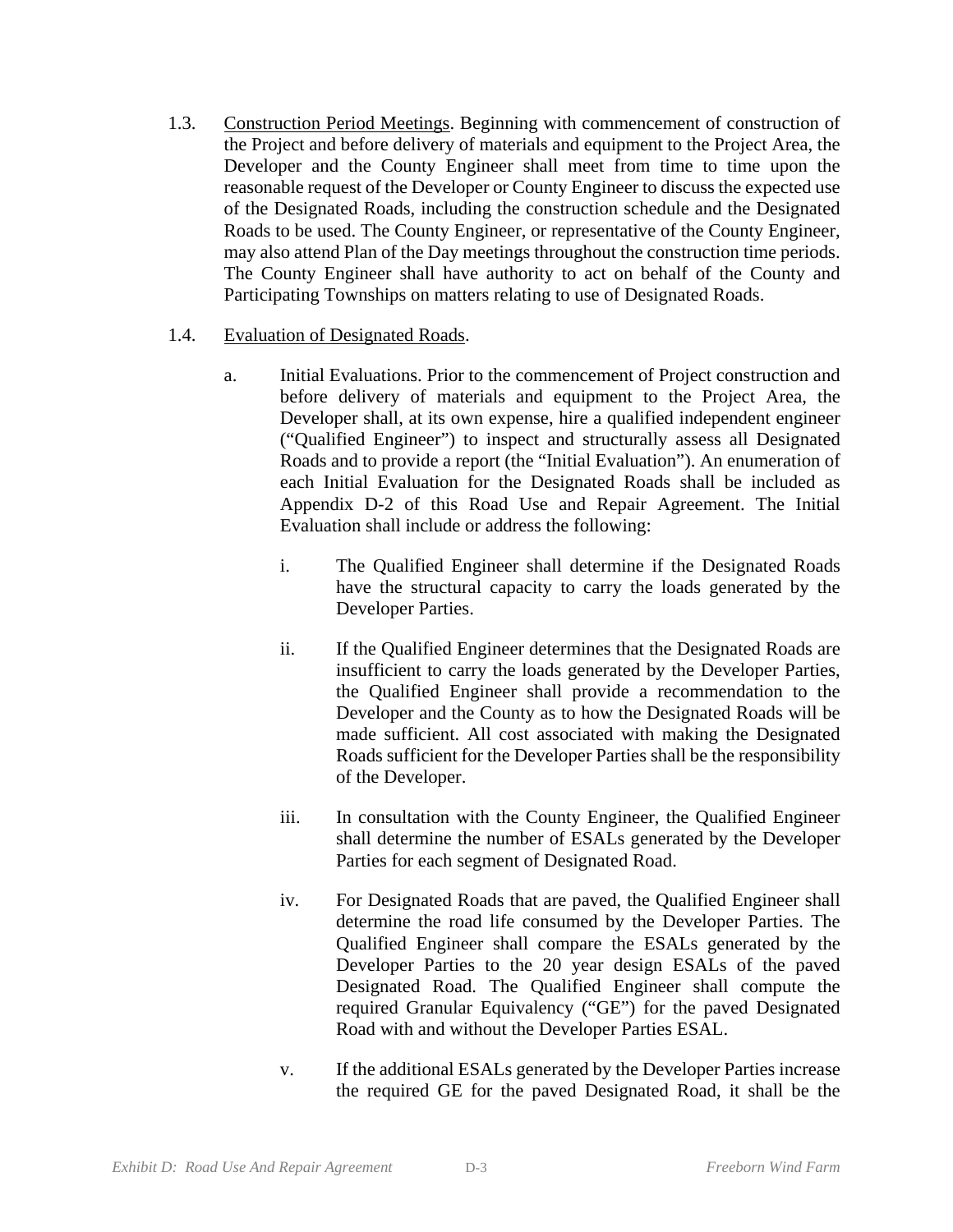1.3. Construction Period Meetings. Beginning with commencement of construction of the Project and before delivery of materials and equipment to the Project Area, the Developer and the County Engineer shall meet from time to time upon the reasonable request of the Developer or County Engineer to discuss the expected use of the Designated Roads, including the construction schedule and the Designated Roads to be used. The County Engineer, or representative of the County Engineer, may also attend Plan of the Day meetings throughout the construction time periods. The County Engineer shall have authority to act on behalf of the County and Participating Townships on matters relating to use of Designated Roads.

1.4. Evaluation of Designated Roads.

a. Initial Evaluations. Prior to the commencement of Project construction and before delivery of materials and equipment to the Project Area, the Developer shall, at its own expense, hire a qualified independent engineer ("Qualified Engineer") to inspect and structurally assess all Designated Roads and to provide a report (the "Initial Evaluation"). An enumeration of each Initial Evaluation for the Designated Roads shall be included as Appendix D-2 of this Road Use and Repair Agreement. The Initial Evaluation shall include or address the following:

i. The Qualified Engineer shall determine if the Designated Roads have the structural capacity to carry the loads generated by the Developer Parties.

ii. If the Qualified Engineer determines that the Designated Roads are insufficient to carry the loads generated by the Developer Parties, the Qualified Engineer shall provide a recommendation to the Developer and the County as to how the Designated Roads will be made sufficient. All cost associated with making the Designated Roads sufficient for the Developer Parties shall be the responsibility of the Developer.

iii. In consultation with the County Engineer, the Qualified Engineer shall determine the number of ESALs generated by the Developer Parties for each segment of Designated Road.

iv. For Designated Roads that are paved, the Qualified Engineer shall determine the road life consumed by the Developer Parties. The Qualified Engineer shall compare the ESALs generated by the Developer Parties to the 20 year design ESALs of the paved Designated Road. The Qualified Engineer shall compute the required Granular Equivalency ("GE") for the paved Designated Road with and without the Developer Parties ESAL.

v. If the additional ESALs generated by the Developer Parties increase the required GE for the paved Designated Road, it shall be the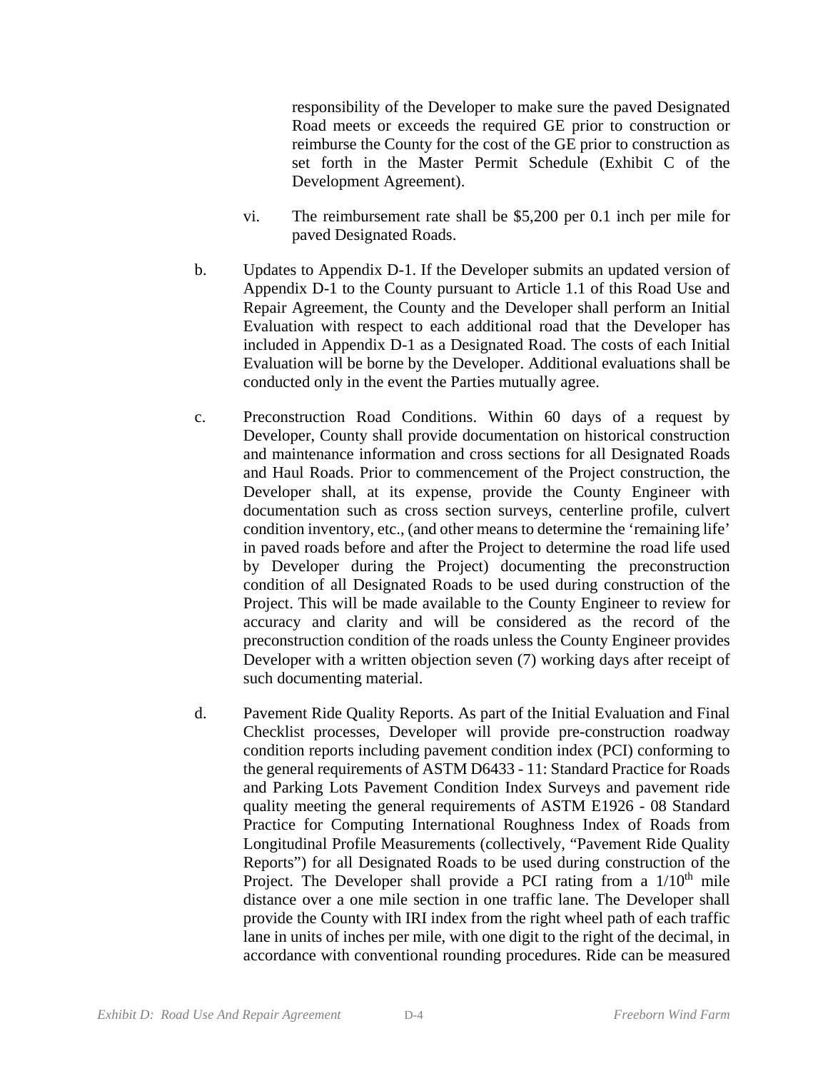responsibility of the Developer to make sure the paved Designated Road meets or exceeds the required GE prior to construction or reimburse the County for the cost of the GE prior to construction as set forth in the Master Permit Schedule (Exhibit C of the Development Agreement).

vi. The reimbursement rate shall be $5,200 per 0.1 inch per mile for paved Designated Roads.

b. Updates to Appendix D-1. If the Developer submits an updated version of Appendix D-1 to the County pursuant to Article 1.1 of this Road Use and Repair Agreement, the County and the Developer shall perform an Initial Evaluation with respect to each additional road that the Developer has included in Appendix D-1 as a Designated Road. The costs of each Initial Evaluation will be borne by the Developer. Additional evaluations shall be conducted only in the event the Parties mutually agree.

c. Preconstruction Road Conditions. Within 60 days of a request by Developer, County shall provide documentation on historical construction and maintenance information and cross sections for all Designated Roads and Haul Roads. Prior to commencement of the Project construction, the Developer shall, at its expense, provide the County Engineer with documentation such as cross section surveys, centerline profile, culvert condition inventory, etc., (and other means to determine the 'remaining life' in paved roads before and after the Project to determine the road life used by Developer during the Project) documenting the preconstruction condition of all Designated Roads to be used during construction of the Project. This will be made available to the County Engineer to review for accuracy and clarity and will be considered as the record of the preconstruction condition of the roads unless the County Engineer provides Developer with a written objection seven (7) working days after receipt of such documenting material.

d. Pavement Ride Quality Reports. As part of the Initial Evaluation and Final Checklist processes, Developer will provide pre-construction roadway condition reports including pavement condition index (PCI) conforming to the general requirements of ASTM D6433 - 11: Standard Practice for Roads and Parking Lots Pavement Condition Index Surveys and pavement ride quality meeting the general requirements of ASTM E1926 - 08 Standard Practice for Computing International Roughness Index of Roads from Longitudinal Profile Measurements (collectively, "Pavement Ride Quality Reports") for all Designated Roads to be used during construction of the Project. The Developer shall provide a PCI rating from a $1/10^{th}$ mile distance over a one mile section in one traffic lane. The Developer shall provide the County with IRI index from the right wheel path of each traffic lane in units of inches per mile, with one digit to the right of the decimal, in accordance with conventional rounding procedures. Ride can be measured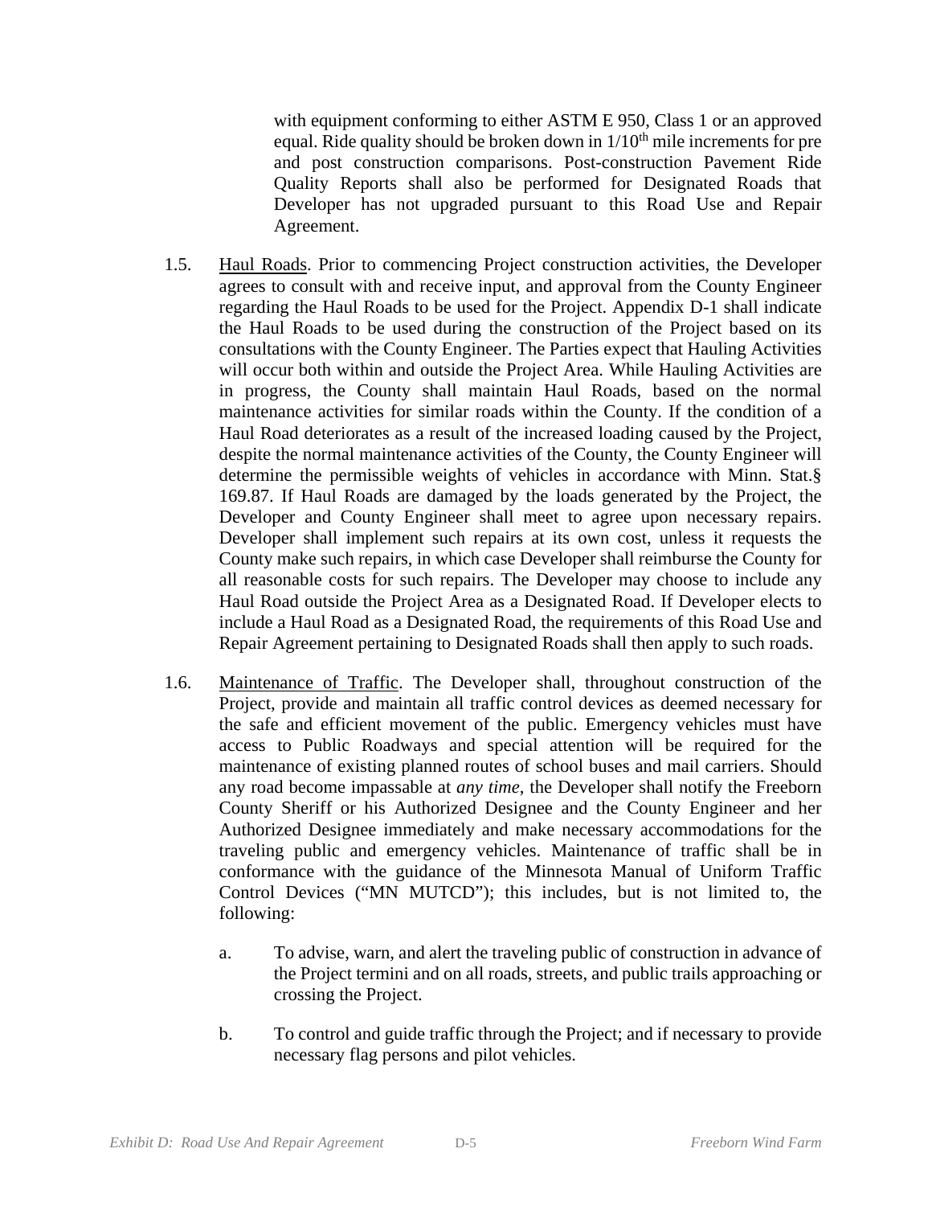with equipment conforming to either ASTM E 950, Class 1 or an approved equal. Ride quality should be broken down in 1/10$^{th}$ mile increments for pre and post construction comparisons. Post-construction Pavement Ride Quality Reports shall also be performed for Designated Roads that Developer has not upgraded pursuant to this Road Use and Repair Agreement.

1.5. Haul Roads. Prior to commencing Project construction activities, the Developer agrees to consult with and receive input, and approval from the County Engineer regarding the Haul Roads to be used for the Project. Appendix D-1 shall indicate the Haul Roads to be used during the construction of the Project based on its consultations with the County Engineer. The Parties expect that Hauling Activities will occur both within and outside the Project Area. While Hauling Activities are in progress, the County shall maintain Haul Roads, based on the normal maintenance activities for similar roads within the County. If the condition of a Haul Road deteriorates as a result of the increased loading caused by the Project, despite the normal maintenance activities of the County, the County Engineer will determine the permissible weights of vehicles in accordance with Minn. Stat.§ 169.87. If Haul Roads are damaged by the loads generated by the Project, the Developer and County Engineer shall meet to agree upon necessary repairs. Developer shall implement such repairs at its own cost, unless it requests the County make such repairs, in which case Developer shall reimburse the County for all reasonable costs for such repairs. The Developer may choose to include any Haul Road outside the Project Area as a Designated Road. If Developer elects to include a Haul Road as a Designated Road, the requirements of this Road Use and Repair Agreement pertaining to Designated Roads shall then apply to such roads.

1.6. Maintenance of Traffic. The Developer shall, throughout construction of the Project, provide and maintain all traffic control devices as deemed necessary for the safe and efficient movement of the public. Emergency vehicles must have access to Public Roadways and special attention will be required for the maintenance of existing planned routes of school buses and mail carriers. Should any road become impassable at *any time*, the Developer shall notify the Freeborn County Sheriff or his Authorized Designee and the County Engineer and her Authorized Designee immediately and make necessary accommodations for the traveling public and emergency vehicles. Maintenance of traffic shall be in conformance with the guidance of the Minnesota Manual of Uniform Traffic Control Devices ("MN MUTCD"); this includes, but is not limited to, the following:

a. To advise, warn, and alert the traveling public of construction in advance of the Project termini and on all roads, streets, and public trails approaching or crossing the Project.

b. To control and guide traffic through the Project; and if necessary to provide necessary flag persons and pilot vehicles.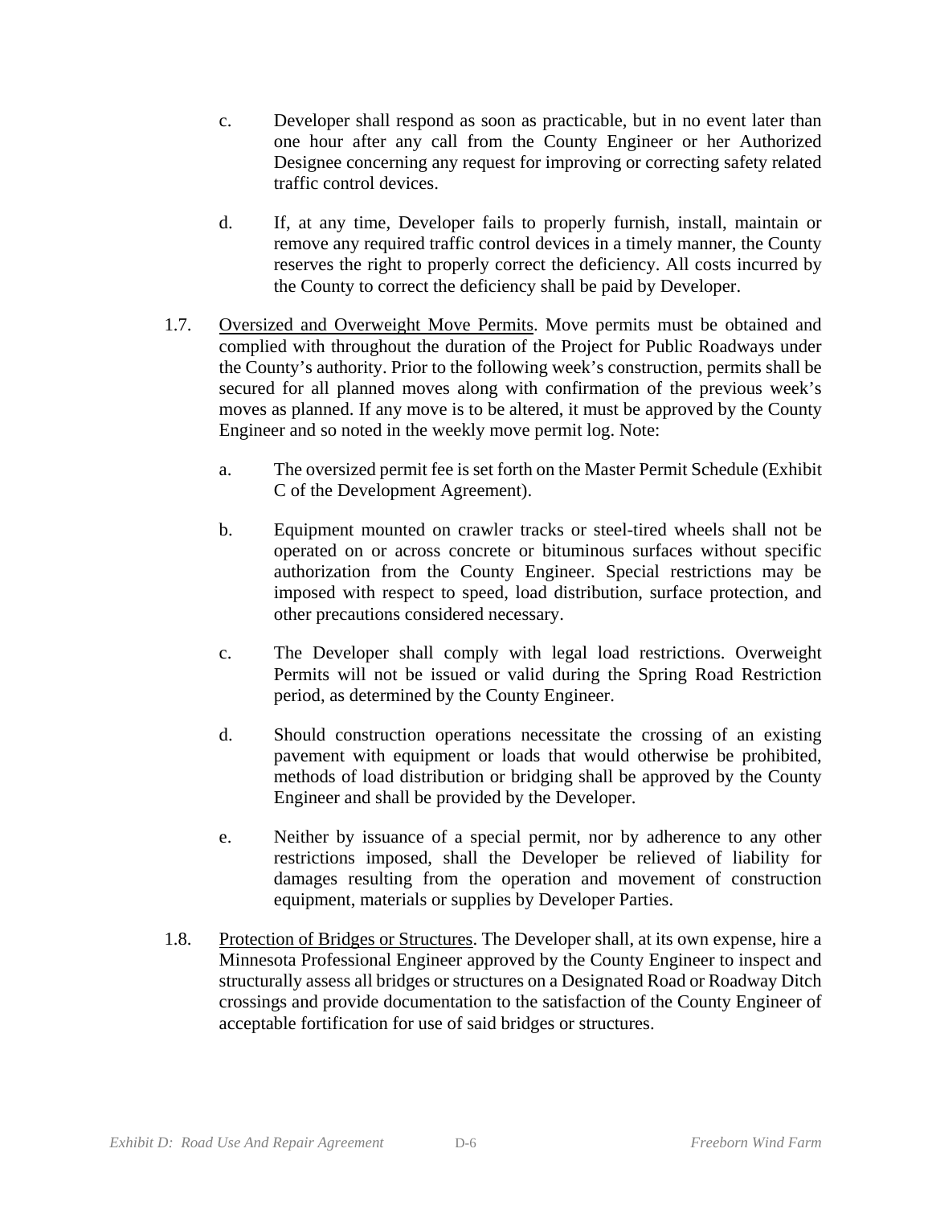c. Developer shall respond as soon as practicable, but in no event later than one hour after any call from the County Engineer or her Authorized Designee concerning any request for improving or correcting safety related traffic control devices.

d. If, at any time, Developer fails to properly furnish, install, maintain or remove any required traffic control devices in a timely manner, the County reserves the right to properly correct the deficiency. All costs incurred by the County to correct the deficiency shall be paid by Developer.

1.7. Oversized and Overweight Move Permits. Move permits must be obtained and complied with throughout the duration of the Project for Public Roadways under the County's authority. Prior to the following week's construction, permits shall be secured for all planned moves along with confirmation of the previous week's moves as planned. If any move is to be altered, it must be approved by the County Engineer and so noted in the weekly move permit log. Note:

a. The oversized permit fee is set forth on the Master Permit Schedule (Exhibit C of the Development Agreement).

b. Equipment mounted on crawler tracks or steel-tired wheels shall not be operated on or across concrete or bituminous surfaces without specific authorization from the County Engineer. Special restrictions may be imposed with respect to speed, load distribution, surface protection, and other precautions considered necessary.

c. The Developer shall comply with legal load restrictions. Overweight Permits will not be issued or valid during the Spring Road Restriction period, as determined by the County Engineer.

d. Should construction operations necessitate the crossing of an existing pavement with equipment or loads that would otherwise be prohibited, methods of load distribution or bridging shall be approved by the County Engineer and shall be provided by the Developer.

e. Neither by issuance of a special permit, nor by adherence to any other restrictions imposed, shall the Developer be relieved of liability for damages resulting from the operation and movement of construction equipment, materials or supplies by Developer Parties.

1.8. Protection of Bridges or Structures. The Developer shall, at its own expense, hire a Minnesota Professional Engineer approved by the County Engineer to inspect and structurally assess all bridges or structures on a Designated Road or Roadway Ditch crossings and provide documentation to the satisfaction of the County Engineer of acceptable fortification for use of said bridges or structures.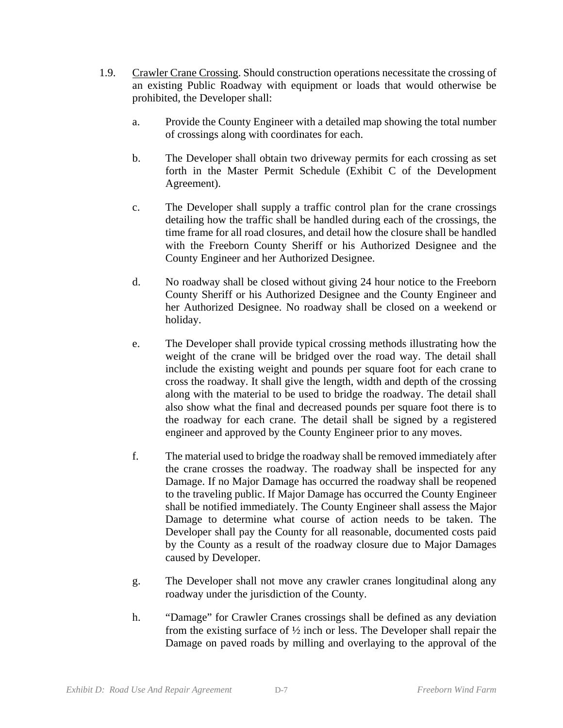1.9. <u>Crawler Crane Crossing</u>. Should construction operations necessitate the crossing of an existing Public Roadway with equipment or loads that would otherwise be prohibited, the Developer shall:

a. Provide the County Engineer with a detailed map showing the total number of crossings along with coordinates for each.

b. The Developer shall obtain two driveway permits for each crossing as set forth in the Master Permit Schedule (Exhibit C of the Development Agreement).

c. The Developer shall supply a traffic control plan for the crane crossings detailing how the traffic shall be handled during each of the crossings, the time frame for all road closures, and detail how the closure shall be handled with the Freeborn County Sheriff or his Authorized Designee and the County Engineer and her Authorized Designee.

d. No roadway shall be closed without giving 24 hour notice to the Freeborn County Sheriff or his Authorized Designee and the County Engineer and her Authorized Designee. No roadway shall be closed on a weekend or holiday.

e. The Developer shall provide typical crossing methods illustrating how the weight of the crane will be bridged over the road way. The detail shall include the existing weight and pounds per square foot for each crane to cross the roadway. It shall give the length, width and depth of the crossing along with the material to be used to bridge the roadway. The detail shall also show what the final and decreased pounds per square foot there is to the roadway for each crane. The detail shall be signed by a registered engineer and approved by the County Engineer prior to any moves.

f. The material used to bridge the roadway shall be removed immediately after the crane crosses the roadway. The roadway shall be inspected for any Damage. If no Major Damage has occurred the roadway shall be reopened to the traveling public. If Major Damage has occurred the County Engineer shall be notified immediately. The County Engineer shall assess the Major Damage to determine what course of action needs to be taken. The Developer shall pay the County for all reasonable, documented costs paid by the County as a result of the roadway closure due to Major Damages caused by Developer.

g. The Developer shall not move any crawler cranes longitudinal along any roadway under the jurisdiction of the County.

h. "Damage" for Crawler Cranes crossings shall be defined as any deviation from the existing surface of ½ inch or less. The Developer shall repair the Damage on paved roads by milling and overlaying to the approval of the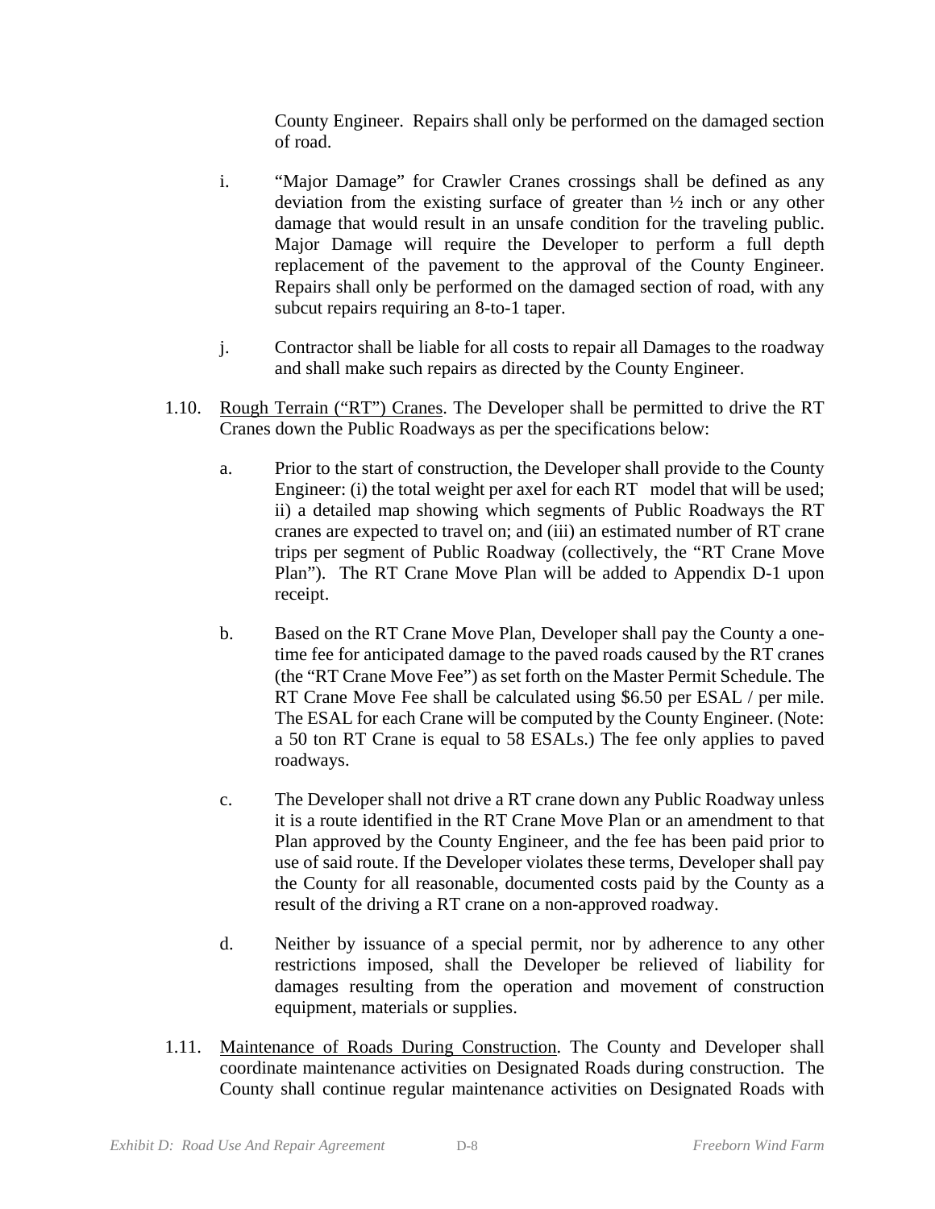County Engineer. Repairs shall only be performed on the damaged section of road.

i. "Major Damage" for Crawler Cranes crossings shall be defined as any deviation from the existing surface of greater than ½ inch or any other damage that would result in an unsafe condition for the traveling public. Major Damage will require the Developer to perform a full depth replacement of the pavement to the approval of the County Engineer. Repairs shall only be performed on the damaged section of road, with any subcut repairs requiring an 8-to-1 taper.

j. Contractor shall be liable for all costs to repair all Damages to the roadway and shall make such repairs as directed by the County Engineer.

1.10. Rough Terrain ("RT") Cranes. The Developer shall be permitted to drive the RT Cranes down the Public Roadways as per the specifications below:

a. Prior to the start of construction, the Developer shall provide to the County Engineer: (i) the total weight per axel for each RT model that will be used; ii) a detailed map showing which segments of Public Roadways the RT cranes are expected to travel on; and (iii) an estimated number of RT crane trips per segment of Public Roadway (collectively, the "RT Crane Move Plan"). The RT Crane Move Plan will be added to Appendix D-1 upon receipt.

b. Based on the RT Crane Move Plan, Developer shall pay the County a one-time fee for anticipated damage to the paved roads caused by the RT cranes (the "RT Crane Move Fee") as set forth on the Master Permit Schedule. The RT Crane Move Fee shall be calculated using $6.50 per ESAL / per mile. The ESAL for each Crane will be computed by the County Engineer. (Note: a 50 ton RT Crane is equal to 58 ESALs.) The fee only applies to paved roadways.

c. The Developer shall not drive a RT crane down any Public Roadway unless it is a route identified in the RT Crane Move Plan or an amendment to that Plan approved by the County Engineer, and the fee has been paid prior to use of said route. If the Developer violates these terms, Developer shall pay the County for all reasonable, documented costs paid by the County as a result of the driving a RT crane on a non-approved roadway.

d. Neither by issuance of a special permit, nor by adherence to any other restrictions imposed, shall the Developer be relieved of liability for damages resulting from the operation and movement of construction equipment, materials or supplies.

1.11. Maintenance of Roads During Construction. The County and Developer shall coordinate maintenance activities on Designated Roads during construction. The County shall continue regular maintenance activities on Designated Roads with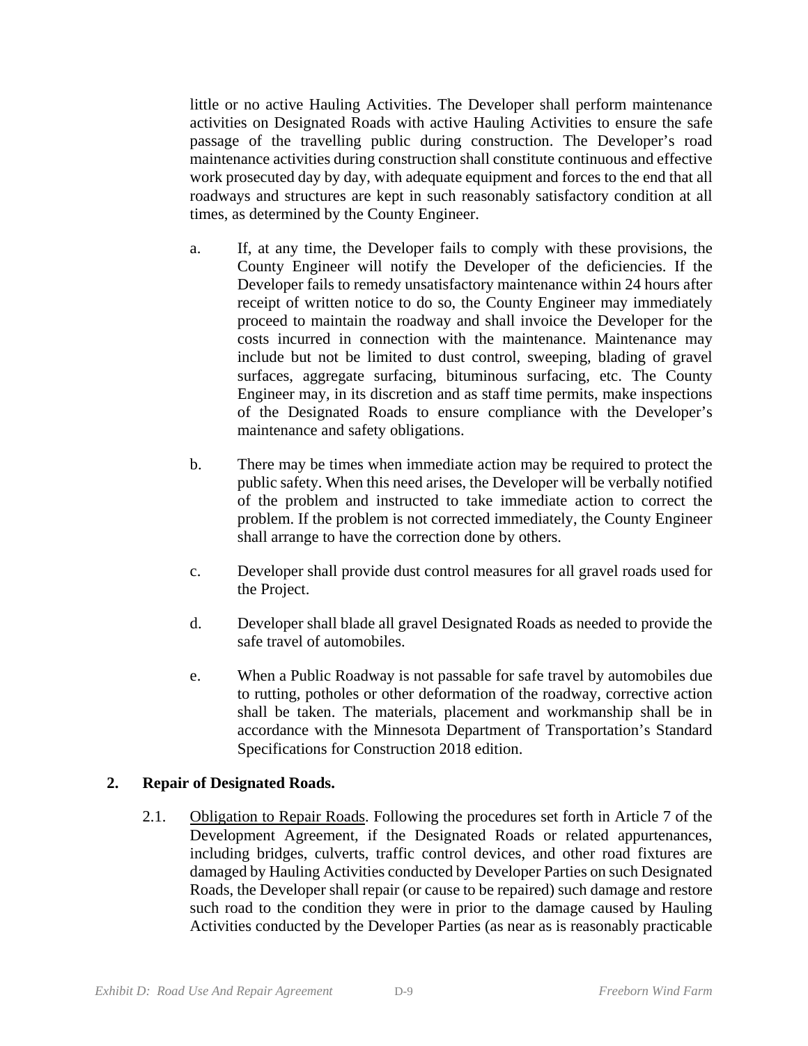little or no active Hauling Activities. The Developer shall perform maintenance activities on Designated Roads with active Hauling Activities to ensure the safe passage of the travelling public during construction. The Developer's road maintenance activities during construction shall constitute continuous and effective work prosecuted day by day, with adequate equipment and forces to the end that all roadways and structures are kept in such reasonably satisfactory condition at all times, as determined by the County Engineer.

a. If, at any time, the Developer fails to comply with these provisions, the County Engineer will notify the Developer of the deficiencies. If the Developer fails to remedy unsatisfactory maintenance within 24 hours after receipt of written notice to do so, the County Engineer may immediately proceed to maintain the roadway and shall invoice the Developer for the costs incurred in connection with the maintenance. Maintenance may include but not be limited to dust control, sweeping, blading of gravel surfaces, aggregate surfacing, bituminous surfacing, etc. The County Engineer may, in its discretion and as staff time permits, make inspections of the Designated Roads to ensure compliance with the Developer's maintenance and safety obligations.

b. There may be times when immediate action may be required to protect the public safety. When this need arises, the Developer will be verbally notified of the problem and instructed to take immediate action to correct the problem. If the problem is not corrected immediately, the County Engineer shall arrange to have the correction done by others.

c. Developer shall provide dust control measures for all gravel roads used for the Project.

d. Developer shall blade all gravel Designated Roads as needed to provide the safe travel of automobiles.

e. When a Public Roadway is not passable for safe travel by automobiles due to rutting, potholes or other deformation of the roadway, corrective action shall be taken. The materials, placement and workmanship shall be in accordance with the Minnesota Department of Transportation's Standard Specifications for Construction 2018 edition.

**2. Repair of Designated Roads.**

2.1. Obligation to Repair Roads. Following the procedures set forth in Article 7 of the Development Agreement, if the Designated Roads or related appurtenances, including bridges, culverts, traffic control devices, and other road fixtures are damaged by Hauling Activities conducted by Developer Parties on such Designated Roads, the Developer shall repair (or cause to be repaired) such damage and restore such road to the condition they were in prior to the damage caused by Hauling Activities conducted by the Developer Parties (as near as is reasonably practicable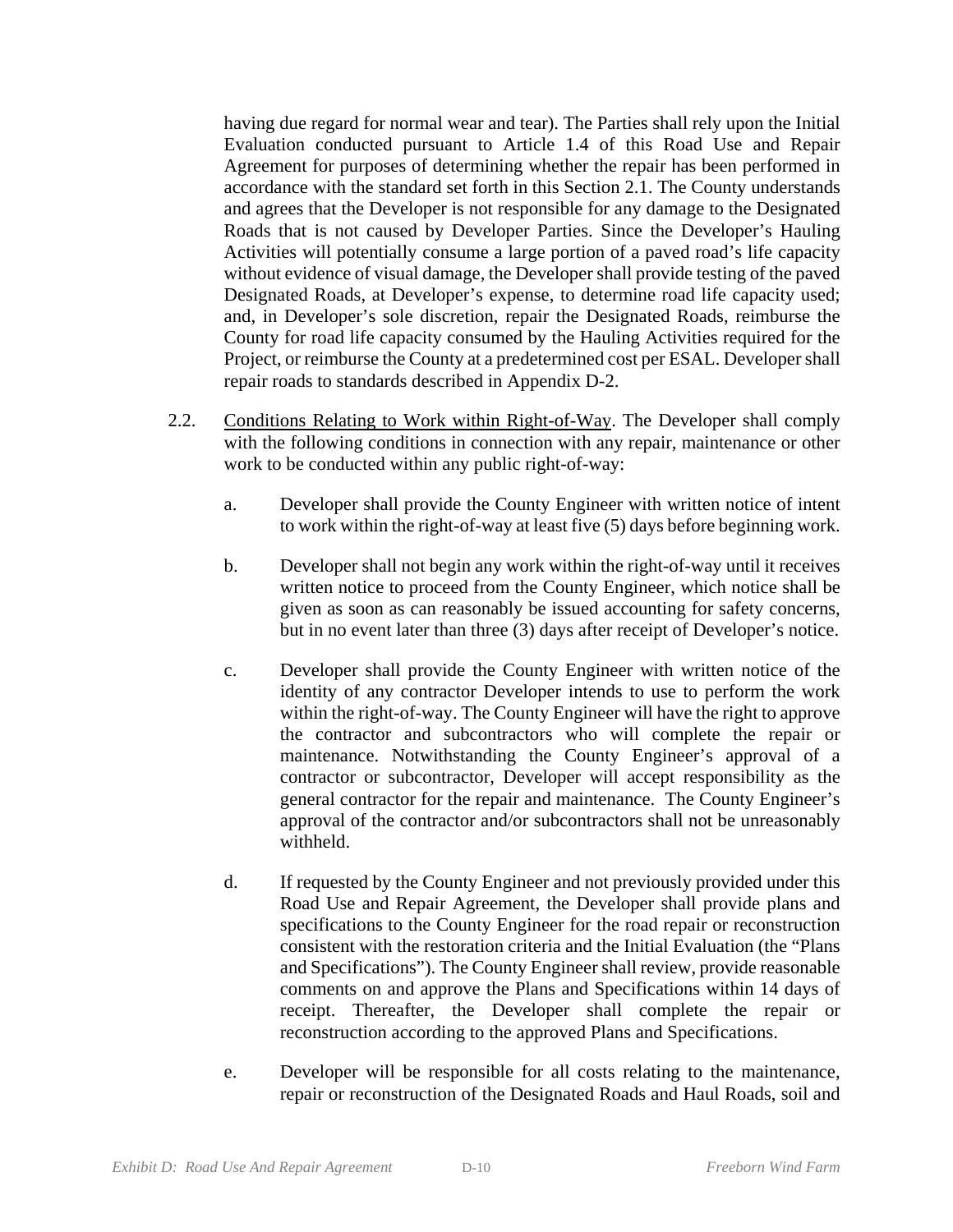having due regard for normal wear and tear). The Parties shall rely upon the Initial Evaluation conducted pursuant to Article 1.4 of this Road Use and Repair Agreement for purposes of determining whether the repair has been performed in accordance with the standard set forth in this Section 2.1. The County understands and agrees that the Developer is not responsible for any damage to the Designated Roads that is not caused by Developer Parties. Since the Developer's Hauling Activities will potentially consume a large portion of a paved road's life capacity without evidence of visual damage, the Developer shall provide testing of the paved Designated Roads, at Developer's expense, to determine road life capacity used; and, in Developer's sole discretion, repair the Designated Roads, reimburse the County for road life capacity consumed by the Hauling Activities required for the Project, or reimburse the County at a predetermined cost per ESAL. Developer shall repair roads to standards described in Appendix D-2.

2.2. Conditions Relating to Work within Right-of-Way. The Developer shall comply with the following conditions in connection with any repair, maintenance or other work to be conducted within any public right-of-way:

a. Developer shall provide the County Engineer with written notice of intent to work within the right-of-way at least five (5) days before beginning work.

b. Developer shall not begin any work within the right-of-way until it receives written notice to proceed from the County Engineer, which notice shall be given as soon as can reasonably be issued accounting for safety concerns, but in no event later than three (3) days after receipt of Developer's notice.

c. Developer shall provide the County Engineer with written notice of the identity of any contractor Developer intends to use to perform the work within the right-of-way. The County Engineer will have the right to approve the contractor and subcontractors who will complete the repair or maintenance. Notwithstanding the County Engineer's approval of a contractor or subcontractor, Developer will accept responsibility as the general contractor for the repair and maintenance. The County Engineer's approval of the contractor and/or subcontractors shall not be unreasonably withheld.

d. If requested by the County Engineer and not previously provided under this Road Use and Repair Agreement, the Developer shall provide plans and specifications to the County Engineer for the road repair or reconstruction consistent with the restoration criteria and the Initial Evaluation (the "Plans and Specifications"). The County Engineer shall review, provide reasonable comments on and approve the Plans and Specifications within 14 days of receipt. Thereafter, the Developer shall complete the repair or reconstruction according to the approved Plans and Specifications.

e. Developer will be responsible for all costs relating to the maintenance, repair or reconstruction of the Designated Roads and Haul Roads, soil and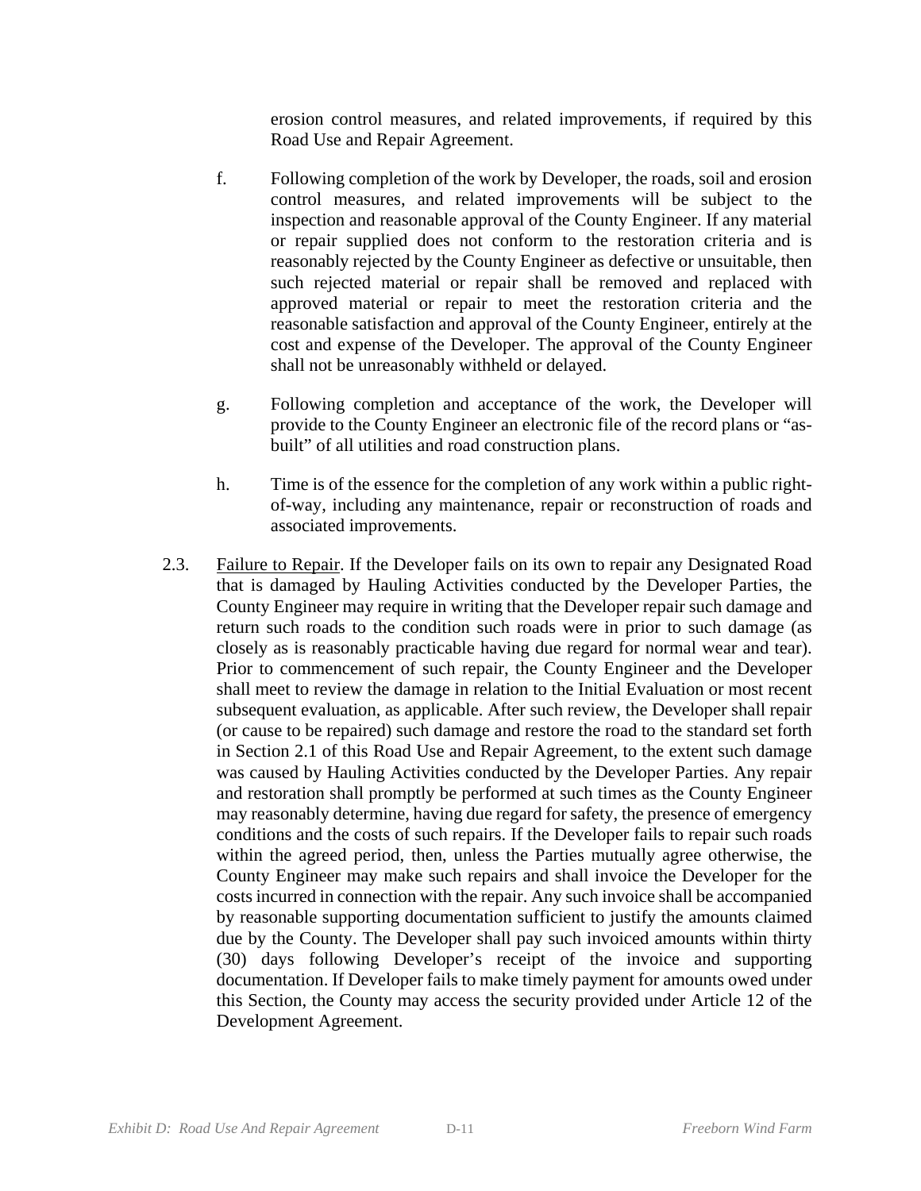erosion control measures, and related improvements, if required by this Road Use and Repair Agreement.

f. Following completion of the work by Developer, the roads, soil and erosion control measures, and related improvements will be subject to the inspection and reasonable approval of the County Engineer. If any material or repair supplied does not conform to the restoration criteria and is reasonably rejected by the County Engineer as defective or unsuitable, then such rejected material or repair shall be removed and replaced with approved material or repair to meet the restoration criteria and the reasonable satisfaction and approval of the County Engineer, entirely at the cost and expense of the Developer. The approval of the County Engineer shall not be unreasonably withheld or delayed.

g. Following completion and acceptance of the work, the Developer will provide to the County Engineer an electronic file of the record plans or "as-built" of all utilities and road construction plans.

h. Time is of the essence for the completion of any work within a public right-of-way, including any maintenance, repair or reconstruction of roads and associated improvements.

2.3. Failure to Repair. If the Developer fails on its own to repair any Designated Road that is damaged by Hauling Activities conducted by the Developer Parties, the County Engineer may require in writing that the Developer repair such damage and return such roads to the condition such roads were in prior to such damage (as closely as is reasonably practicable having due regard for normal wear and tear). Prior to commencement of such repair, the County Engineer and the Developer shall meet to review the damage in relation to the Initial Evaluation or most recent subsequent evaluation, as applicable. After such review, the Developer shall repair (or cause to be repaired) such damage and restore the road to the standard set forth in Section 2.1 of this Road Use and Repair Agreement, to the extent such damage was caused by Hauling Activities conducted by the Developer Parties. Any repair and restoration shall promptly be performed at such times as the County Engineer may reasonably determine, having due regard for safety, the presence of emergency conditions and the costs of such repairs. If the Developer fails to repair such roads within the agreed period, then, unless the Parties mutually agree otherwise, the County Engineer may make such repairs and shall invoice the Developer for the costs incurred in connection with the repair. Any such invoice shall be accompanied by reasonable supporting documentation sufficient to justify the amounts claimed due by the County. The Developer shall pay such invoiced amounts within thirty (30) days following Developer's receipt of the invoice and supporting documentation. If Developer fails to make timely payment for amounts owed under this Section, the County may access the security provided under Article 12 of the Development Agreement.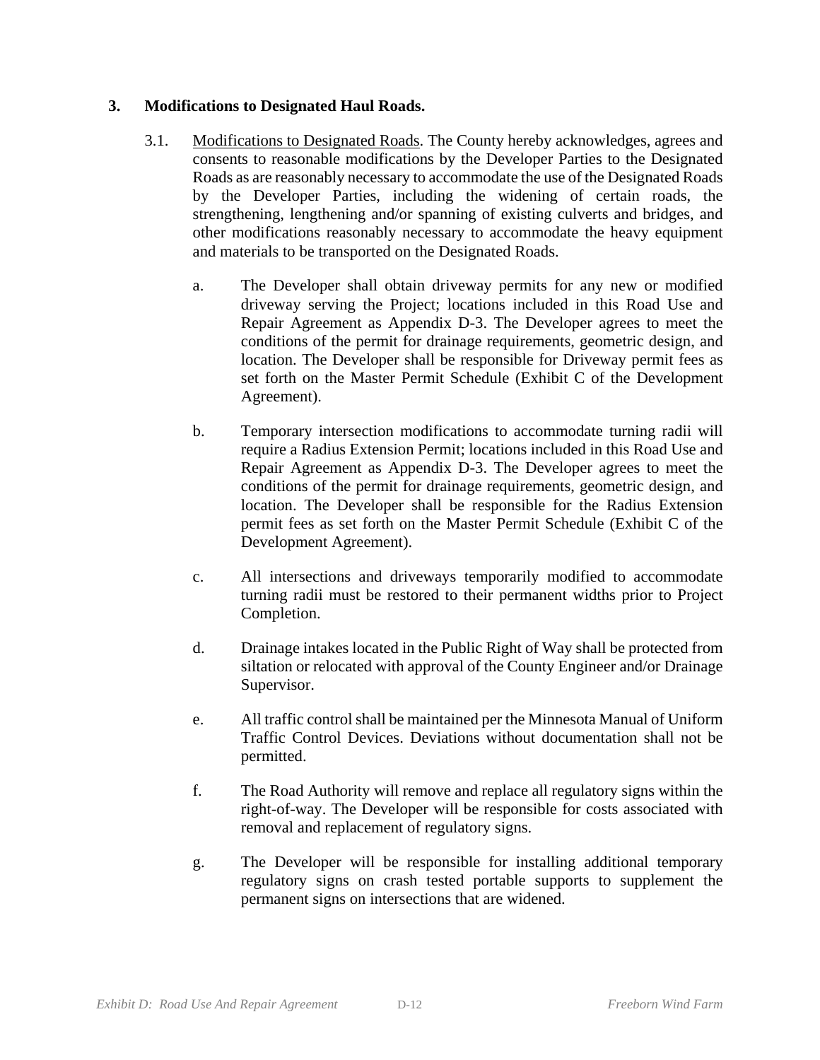**3. Modifications to Designated Haul Roads.**

3.1. Modifications to Designated Roads. The County hereby acknowledges, agrees and consents to reasonable modifications by the Developer Parties to the Designated Roads as are reasonably necessary to accommodate the use of the Designated Roads by the Developer Parties, including the widening of certain roads, the strengthening, lengthening and/or spanning of existing culverts and bridges, and other modifications reasonably necessary to accommodate the heavy equipment and materials to be transported on the Designated Roads.

a. The Developer shall obtain driveway permits for any new or modified driveway serving the Project; locations included in this Road Use and Repair Agreement as Appendix D-3. The Developer agrees to meet the conditions of the permit for drainage requirements, geometric design, and location. The Developer shall be responsible for Driveway permit fees as set forth on the Master Permit Schedule (Exhibit C of the Development Agreement).

b. Temporary intersection modifications to accommodate turning radii will require a Radius Extension Permit; locations included in this Road Use and Repair Agreement as Appendix D-3. The Developer agrees to meet the conditions of the permit for drainage requirements, geometric design, and location. The Developer shall be responsible for the Radius Extension permit fees as set forth on the Master Permit Schedule (Exhibit C of the Development Agreement).

c. All intersections and driveways temporarily modified to accommodate turning radii must be restored to their permanent widths prior to Project Completion.

d. Drainage intakes located in the Public Right of Way shall be protected from siltation or relocated with approval of the County Engineer and/or Drainage Supervisor.

e. All traffic control shall be maintained per the Minnesota Manual of Uniform Traffic Control Devices. Deviations without documentation shall not be permitted.

f. The Road Authority will remove and replace all regulatory signs within the right-of-way. The Developer will be responsible for costs associated with removal and replacement of regulatory signs.

g. The Developer will be responsible for installing additional temporary regulatory signs on crash tested portable supports to supplement the permanent signs on intersections that are widened.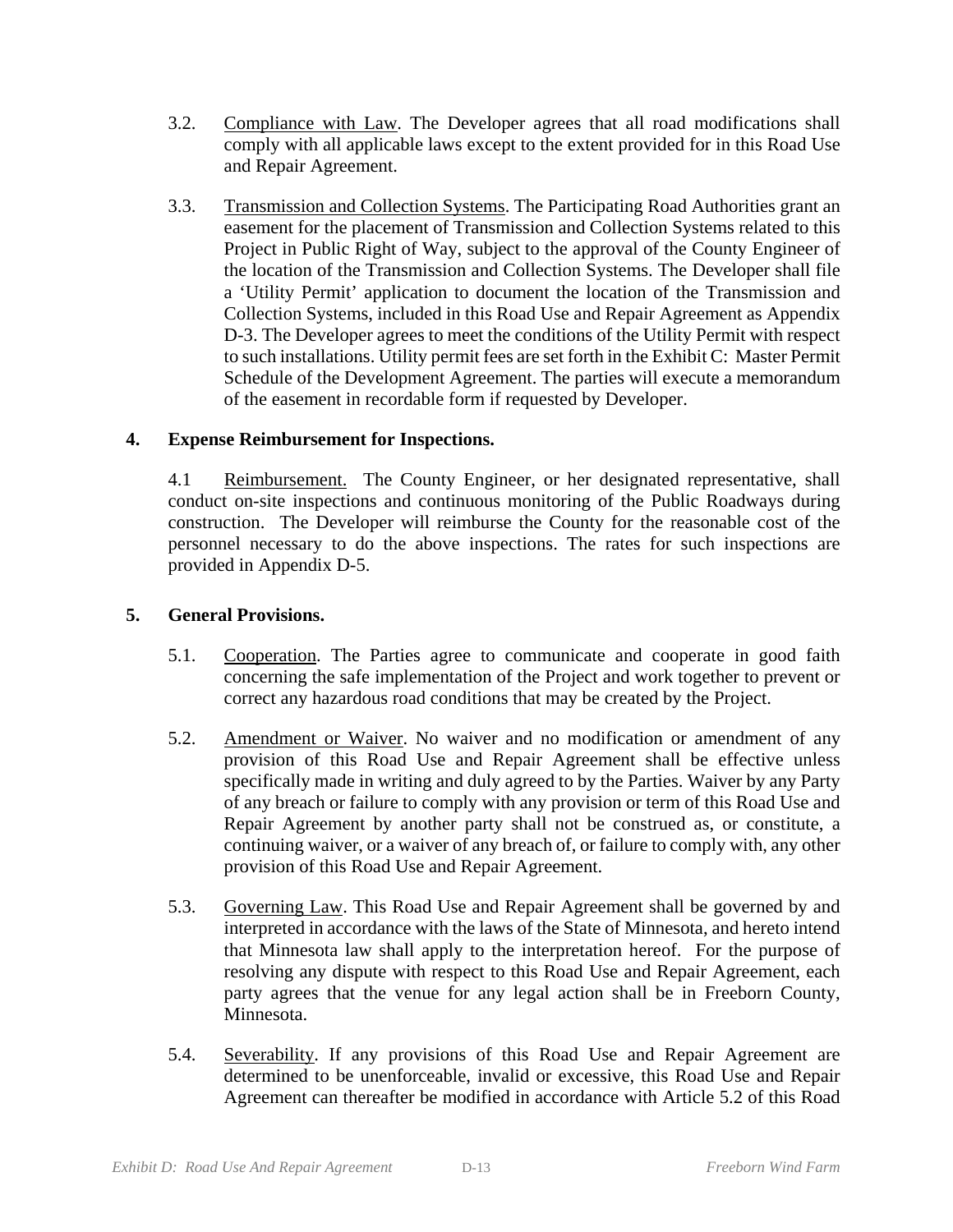3.2. Compliance with Law. The Developer agrees that all road modifications shall comply with all applicable laws except to the extent provided for in this Road Use and Repair Agreement.

3.3. Transmission and Collection Systems. The Participating Road Authorities grant an easement for the placement of Transmission and Collection Systems related to this Project in Public Right of Way, subject to the approval of the County Engineer of the location of the Transmission and Collection Systems. The Developer shall file a 'Utility Permit' application to document the location of the Transmission and Collection Systems, included in this Road Use and Repair Agreement as Appendix D-3. The Developer agrees to meet the conditions of the Utility Permit with respect to such installations. Utility permit fees are set forth in the Exhibit C: Master Permit Schedule of the Development Agreement. The parties will execute a memorandum of the easement in recordable form if requested by Developer.

**4. Expense Reimbursement for Inspections.**

4.1 Reimbursement. The County Engineer, or her designated representative, shall conduct on-site inspections and continuous monitoring of the Public Roadways during construction. The Developer will reimburse the County for the reasonable cost of the personnel necessary to do the above inspections. The rates for such inspections are provided in Appendix D-5.

**5. General Provisions.**

5.1. Cooperation. The Parties agree to communicate and cooperate in good faith concerning the safe implementation of the Project and work together to prevent or correct any hazardous road conditions that may be created by the Project.

5.2. Amendment or Waiver. No waiver and no modification or amendment of any provision of this Road Use and Repair Agreement shall be effective unless specifically made in writing and duly agreed to by the Parties. Waiver by any Party of any breach or failure to comply with any provision or term of this Road Use and Repair Agreement by another party shall not be construed as, or constitute, a continuing waiver, or a waiver of any breach of, or failure to comply with, any other provision of this Road Use and Repair Agreement.

5.3. Governing Law. This Road Use and Repair Agreement shall be governed by and interpreted in accordance with the laws of the State of Minnesota, and hereto intend that Minnesota law shall apply to the interpretation hereof. For the purpose of resolving any dispute with respect to this Road Use and Repair Agreement, each party agrees that the venue for any legal action shall be in Freeborn County, Minnesota.

5.4. Severability. If any provisions of this Road Use and Repair Agreement are determined to be unenforceable, invalid or excessive, this Road Use and Repair Agreement can thereafter be modified in accordance with Article 5.2 of this Road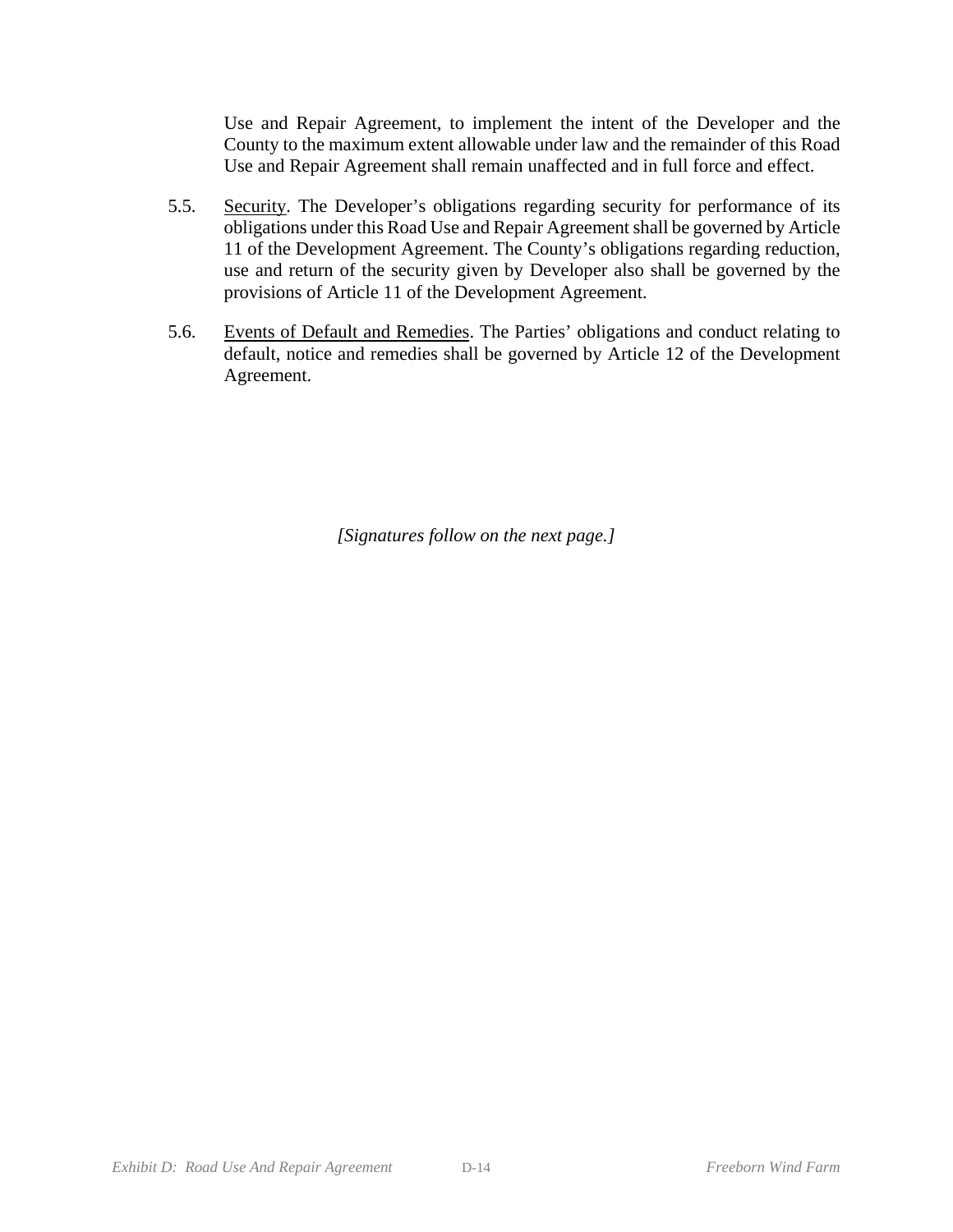Use and Repair Agreement, to implement the intent of the Developer and the County to the maximum extent allowable under law and the remainder of this Road Use and Repair Agreement shall remain unaffected and in full force and effect.

5.5. Security. The Developer's obligations regarding security for performance of its obligations under this Road Use and Repair Agreement shall be governed by Article 11 of the Development Agreement. The County's obligations regarding reduction, use and return of the security given by Developer also shall be governed by the provisions of Article 11 of the Development Agreement.

5.6. Events of Default and Remedies. The Parties' obligations and conduct relating to default, notice and remedies shall be governed by Article 12 of the Development Agreement.

*[Signatures follow on the next page.]*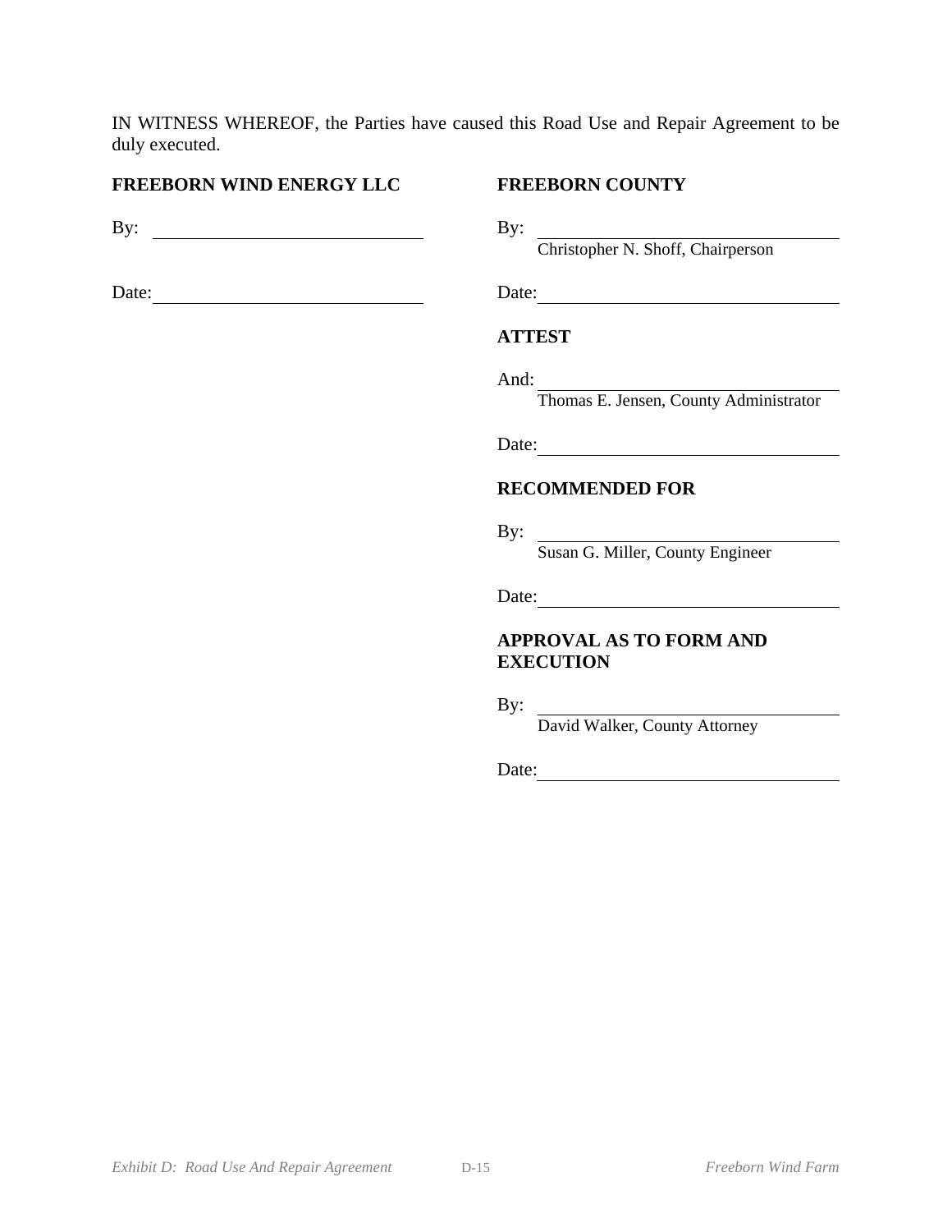IN WITNESS WHEREOF, the Parties have caused this Road Use and Repair Agreement to be duly executed.

**FREEBORN WIND ENERGY LLC**

By: \_\_\_\_\_\_\_\_\_\_\_\_\_\_\_\_\_\_\_\_\_\_\_\_\_\_\_\_

Date: \_\_\_\_\_\_\_\_\_\_\_\_\_\_\_\_\_\_\_\_\_\_\_\_\_\_\_\_

**FREEBORN COUNTY**

By: \_\_\_\_\_\_\_\_\_\_\_\_\_\_\_\_\_\_\_\_\_\_\_\_\_\_\_\_
Christopher N. Shoff, Chairperson

Date: \_\_\_\_\_\_\_\_\_\_\_\_\_\_\_\_\_\_\_\_\_\_\_\_\_\_\_\_

**ATTEST**

And: \_\_\_\_\_\_\_\_\_\_\_\_\_\_\_\_\_\_\_\_\_\_\_\_\_\_\_\_
Thomas E. Jensen, County Administrator

Date: \_\_\_\_\_\_\_\_\_\_\_\_\_\_\_\_\_\_\_\_\_\_\_\_\_\_\_\_

**RECOMMENDED FOR**

By: \_\_\_\_\_\_\_\_\_\_\_\_\_\_\_\_\_\_\_\_\_\_\_\_\_\_\_\_
Susan G. Miller, County Engineer

Date: \_\_\_\_\_\_\_\_\_\_\_\_\_\_\_\_\_\_\_\_\_\_\_\_\_\_\_\_

**APPROVAL AS TO FORM AND EXECUTION**

By: \_\_\_\_\_\_\_\_\_\_\_\_\_\_\_\_\_\_\_\_\_\_\_\_\_\_\_\_
David Walker, County Attorney

Date: \_\_\_\_\_\_\_\_\_\_\_\_\_\_\_\_\_\_\_\_\_\_\_\_\_\_\_\_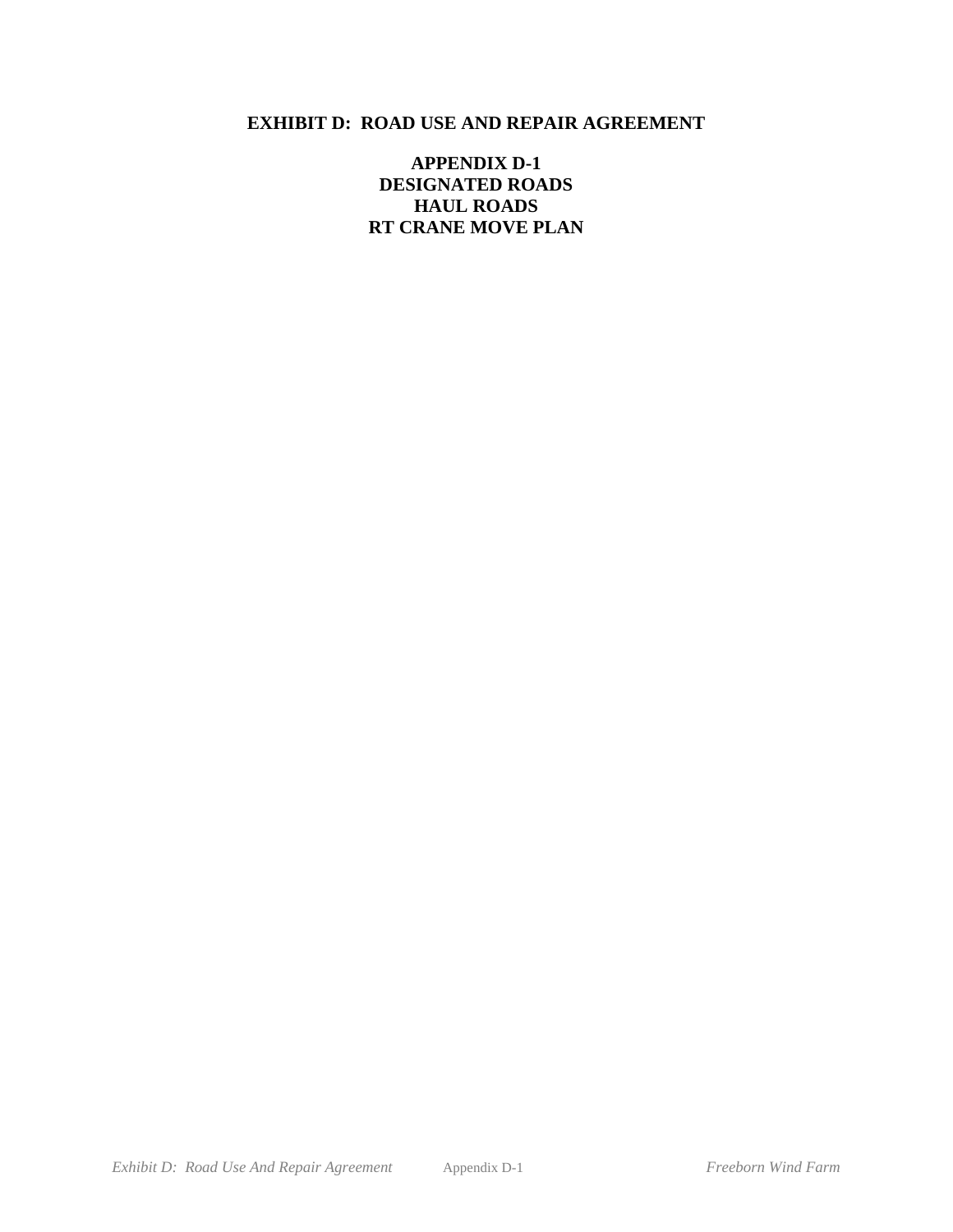# EXHIBIT D: ROAD USE AND REPAIR AGREEMENT

## APPENDIX D-1
## DESIGNATED ROADS
## HAUL ROADS
## RT CRANE MOVE PLAN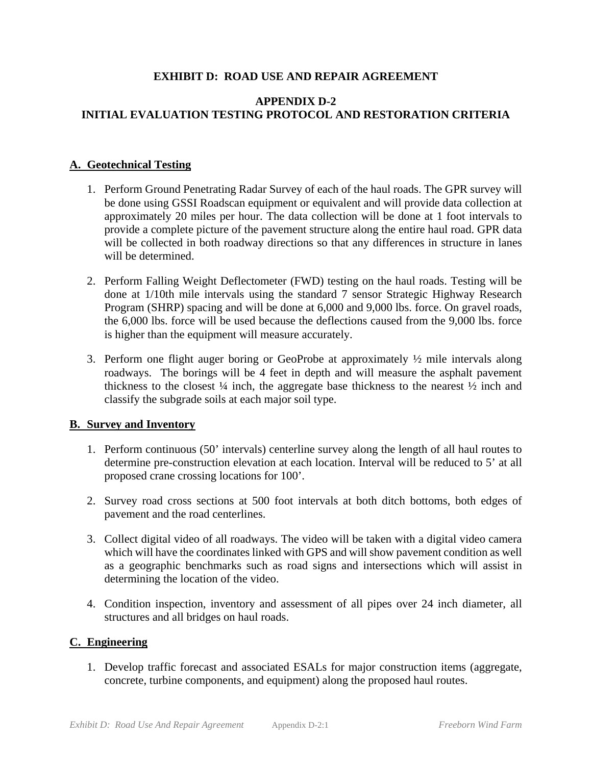## EXHIBIT D: ROAD USE AND REPAIR AGREEMENT

## APPENDIX D-2
## INITIAL EVALUATION TESTING PROTOCOL AND RESTORATION CRITERIA

### A. Geotechnical Testing

1. Perform Ground Penetrating Radar Survey of each of the haul roads. The GPR survey will be done using GSSI Roadscan equipment or equivalent and will provide data collection at approximately 20 miles per hour. The data collection will be done at 1 foot intervals to provide a complete picture of the pavement structure along the entire haul road. GPR data will be collected in both roadway directions so that any differences in structure in lanes will be determined.

2. Perform Falling Weight Deflectometer (FWD) testing on the haul roads. Testing will be done at 1/10th mile intervals using the standard 7 sensor Strategic Highway Research Program (SHRP) spacing and will be done at 6,000 and 9,000 lbs. force. On gravel roads, the 6,000 lbs. force will be used because the deflections caused from the 9,000 lbs. force is higher than the equipment will measure accurately.

3. Perform one flight auger boring or GeoProbe at approximately ½ mile intervals along roadways. The borings will be 4 feet in depth and will measure the asphalt pavement thickness to the closest ¼ inch, the aggregate base thickness to the nearest ½ inch and classify the subgrade soils at each major soil type.

### B. Survey and Inventory

1. Perform continuous (50' intervals) centerline survey along the length of all haul routes to determine pre-construction elevation at each location. Interval will be reduced to 5' at all proposed crane crossing locations for 100'.

2. Survey road cross sections at 500 foot intervals at both ditch bottoms, both edges of pavement and the road centerlines.

3. Collect digital video of all roadways. The video will be taken with a digital video camera which will have the coordinates linked with GPS and will show pavement condition as well as a geographic benchmarks such as road signs and intersections which will assist in determining the location of the video.

4. Condition inspection, inventory and assessment of all pipes over 24 inch diameter, all structures and all bridges on haul roads.

### C. Engineering

1. Develop traffic forecast and associated ESALs for major construction items (aggregate, concrete, turbine components, and equipment) along the proposed haul routes.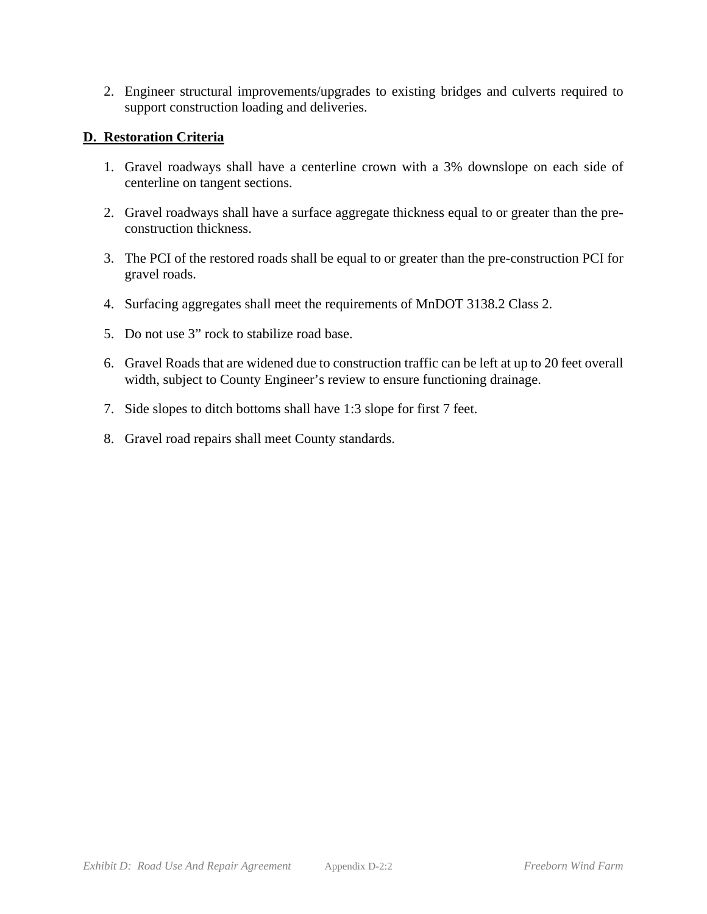2. Engineer structural improvements/upgrades to existing bridges and culverts required to support construction loading and deliveries.

**D. Restoration Criteria**

1. Gravel roadways shall have a centerline crown with a 3% downslope on each side of centerline on tangent sections.

2. Gravel roadways shall have a surface aggregate thickness equal to or greater than the pre-construction thickness.

3. The PCI of the restored roads shall be equal to or greater than the pre-construction PCI for gravel roads.

4. Surfacing aggregates shall meet the requirements of MnDOT 3138.2 Class 2.

5. Do not use 3" rock to stabilize road base.

6. Gravel Roads that are widened due to construction traffic can be left at up to 20 feet overall width, subject to County Engineer's review to ensure functioning drainage.

7. Side slopes to ditch bottoms shall have 1:3 slope for first 7 feet.

8. Gravel road repairs shall meet County standards.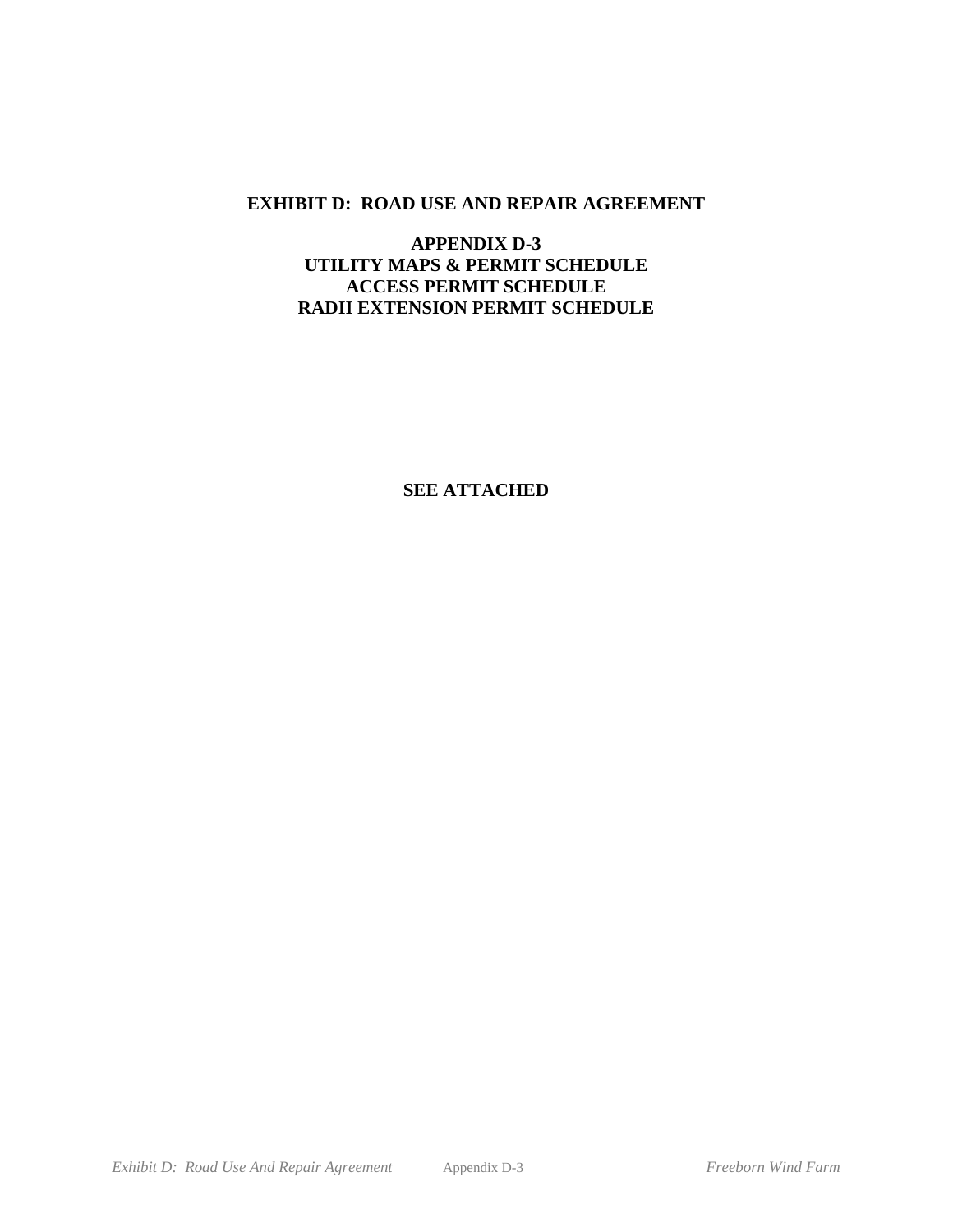# EXHIBIT D: ROAD USE AND REPAIR AGREEMENT

## APPENDIX D-3
## UTILITY MAPS & PERMIT SCHEDULE
## ACCESS PERMIT SCHEDULE
## RADII EXTENSION PERMIT SCHEDULE

**SEE ATTACHED**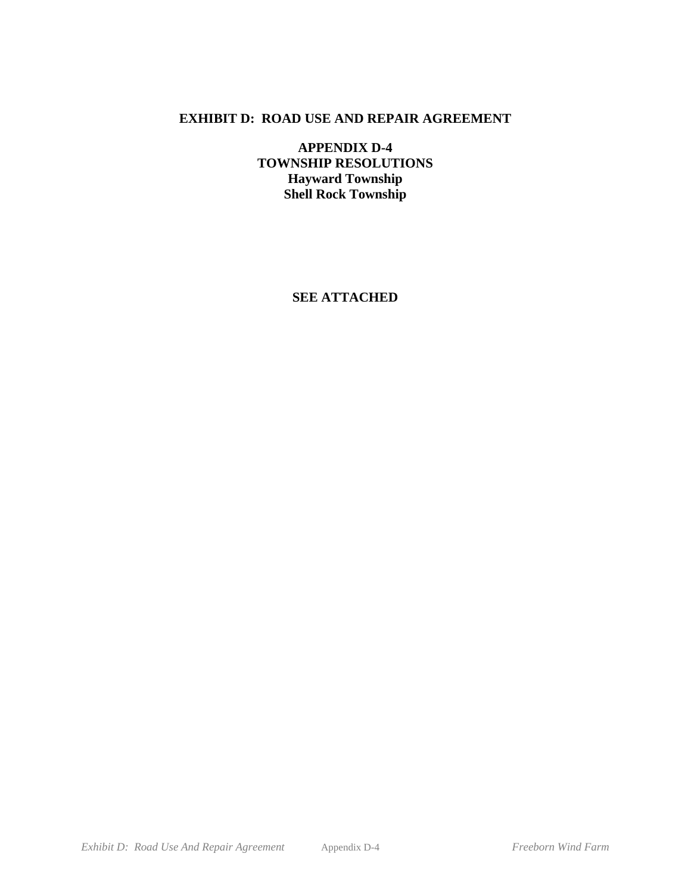# EXHIBIT D: ROAD USE AND REPAIR AGREEMENT

## APPENDIX D-4
## TOWNSHIP RESOLUTIONS
## Hayward Township
## Shell Rock Township

**SEE ATTACHED**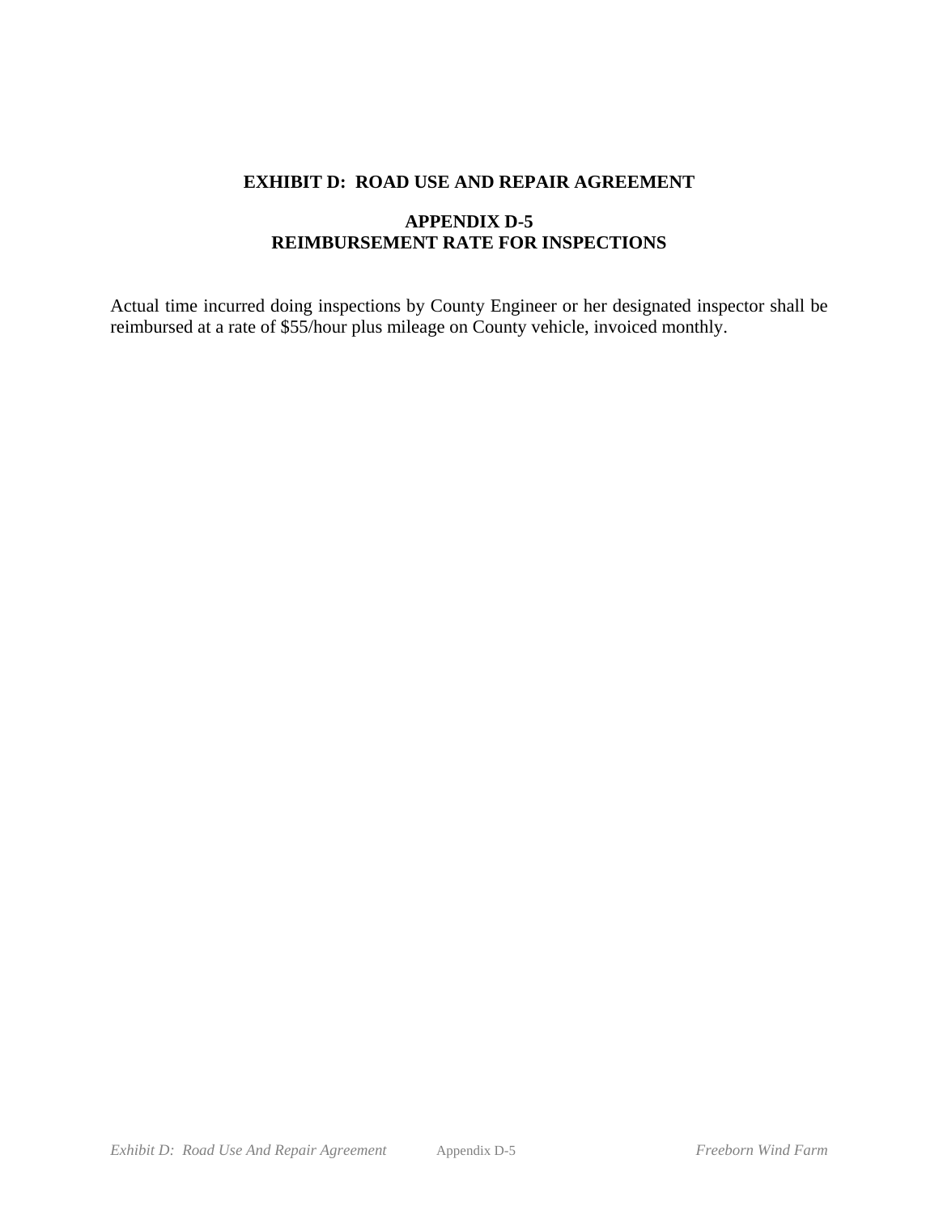**EXHIBIT D: ROAD USE AND REPAIR AGREEMENT**

**APPENDIX D-5**
**REIMBURSEMENT RATE FOR INSPECTIONS**

Actual time incurred doing inspections by County Engineer or her designated inspector shall be reimbursed at a rate of $55/hour plus mileage on County vehicle, invoiced monthly.